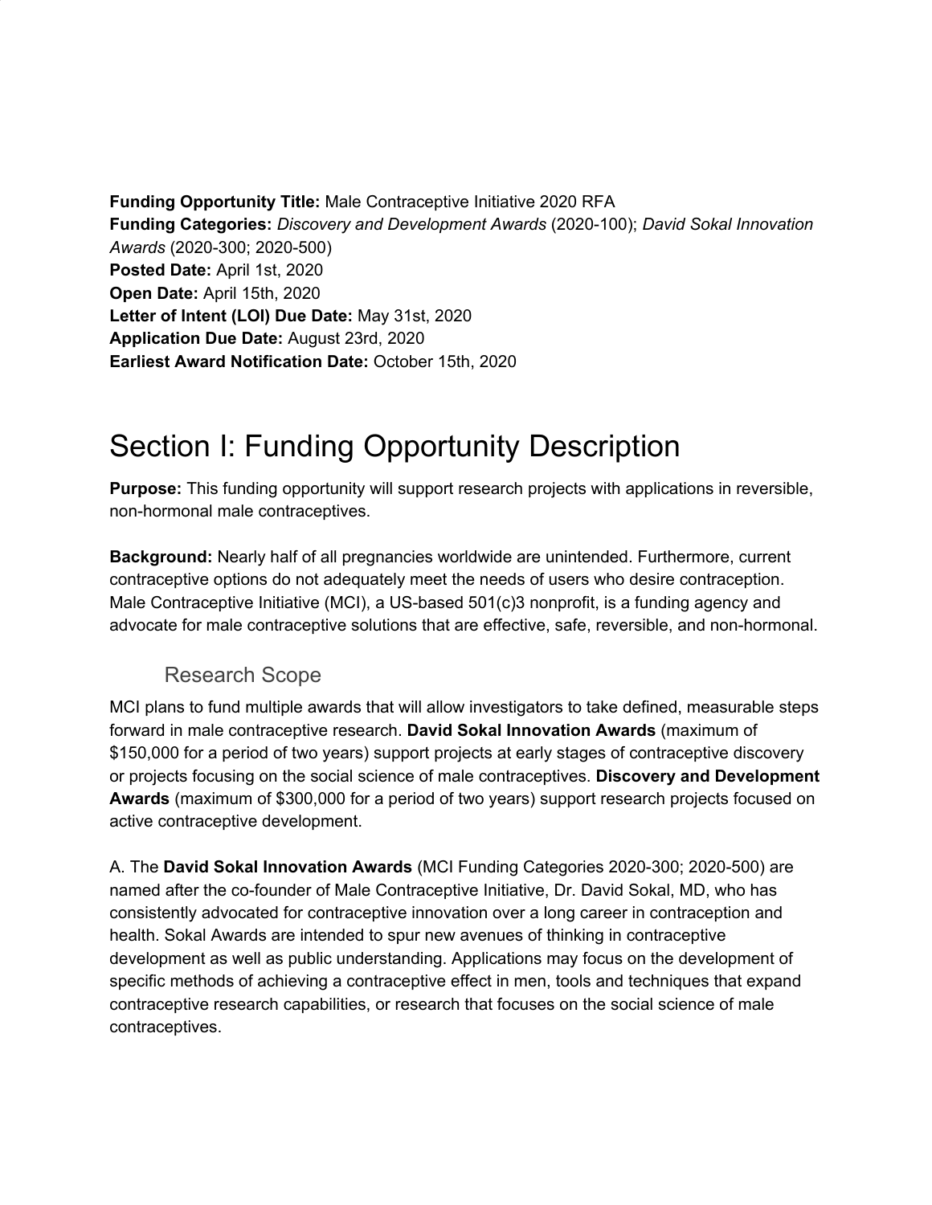**Funding Opportunity Title:** Male Contraceptive Initiative 2020 RFA
**Funding Categories:** *Discovery and Development Awards* (2020-100); *David Sokal Innovation Awards* (2020-300; 2020-500)
**Posted Date:** April 1st, 2020
**Open Date:** April 15th, 2020
**Letter of Intent (LOI) Due Date:** May 31st, 2020
**Application Due Date:** August 23rd, 2020
**Earliest Award Notification Date:** October 15th, 2020

# Section I: Funding Opportunity Description

**Purpose:** This funding opportunity will support research projects with applications in reversible, non-hormonal male contraceptives.

**Background:** Nearly half of all pregnancies worldwide are unintended. Furthermore, current contraceptive options do not adequately meet the needs of users who desire contraception. Male Contraceptive Initiative (MCI), a US-based 501(c)3 nonprofit, is a funding agency and advocate for male contraceptive solutions that are effective, safe, reversible, and non-hormonal.

## Research Scope

MCI plans to fund multiple awards that will allow investigators to take defined, measurable steps forward in male contraceptive research. **David Sokal Innovation Awards** (maximum of $150,000 for a period of two years) support projects at early stages of contraceptive discovery or projects focusing on the social science of male contraceptives. **Discovery and Development Awards** (maximum of $300,000 for a period of two years) support research projects focused on active contraceptive development.

A. The **David Sokal Innovation Awards** (MCI Funding Categories 2020-300; 2020-500) are named after the co-founder of Male Contraceptive Initiative, Dr. David Sokal, MD, who has consistently advocated for contraceptive innovation over a long career in contraception and health. Sokal Awards are intended to spur new avenues of thinking in contraceptive development as well as public understanding. Applications may focus on the development of specific methods of achieving a contraceptive effect in men, tools and techniques that expand contraceptive research capabilities, or research that focuses on the social science of male contraceptives.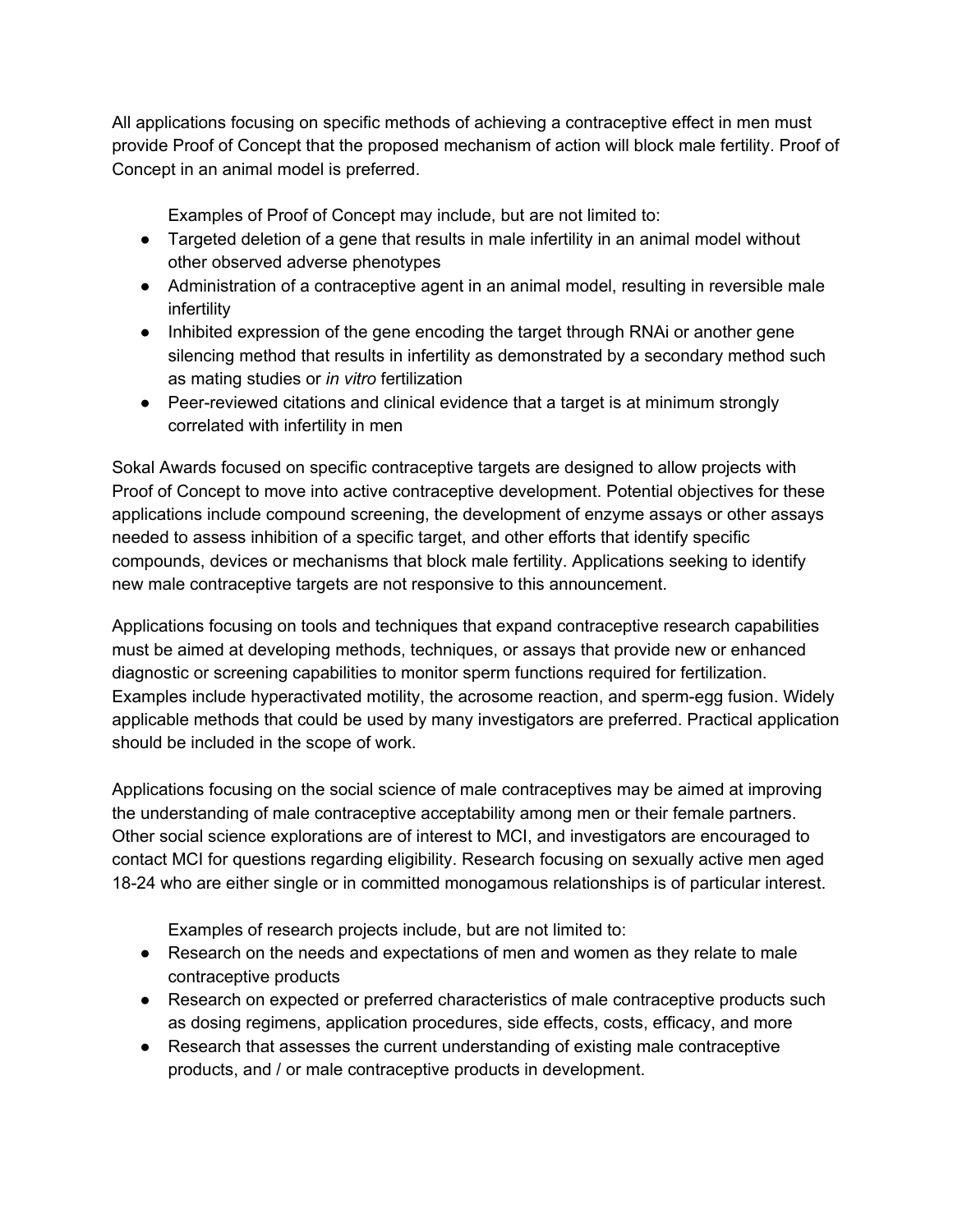All applications focusing on specific methods of achieving a contraceptive effect in men must provide Proof of Concept that the proposed mechanism of action will block male fertility. Proof of Concept in an animal model is preferred.

Examples of Proof of Concept may include, but are not limited to:

- Targeted deletion of a gene that results in male infertility in an animal model without other observed adverse phenotypes
- Administration of a contraceptive agent in an animal model, resulting in reversible male infertility
- Inhibited expression of the gene encoding the target through RNAi or another gene silencing method that results in infertility as demonstrated by a secondary method such as mating studies or *in vitro* fertilization
- Peer-reviewed citations and clinical evidence that a target is at minimum strongly correlated with infertility in men

Sokal Awards focused on specific contraceptive targets are designed to allow projects with Proof of Concept to move into active contraceptive development. Potential objectives for these applications include compound screening, the development of enzyme assays or other assays needed to assess inhibition of a specific target, and other efforts that identify specific compounds, devices or mechanisms that block male fertility. Applications seeking to identify new male contraceptive targets are not responsive to this announcement.

Applications focusing on tools and techniques that expand contraceptive research capabilities must be aimed at developing methods, techniques, or assays that provide new or enhanced diagnostic or screening capabilities to monitor sperm functions required for fertilization. Examples include hyperactivated motility, the acrosome reaction, and sperm-egg fusion. Widely applicable methods that could be used by many investigators are preferred. Practical application should be included in the scope of work.

Applications focusing on the social science of male contraceptives may be aimed at improving the understanding of male contraceptive acceptability among men or their female partners. Other social science explorations are of interest to MCI, and investigators are encouraged to contact MCI for questions regarding eligibility. Research focusing on sexually active men aged 18-24 who are either single or in committed monogamous relationships is of particular interest.

Examples of research projects include, but are not limited to:

- Research on the needs and expectations of men and women as they relate to male contraceptive products
- Research on expected or preferred characteristics of male contraceptive products such as dosing regimens, application procedures, side effects, costs, efficacy, and more
- Research that assesses the current understanding of existing male contraceptive products, and / or male contraceptive products in development.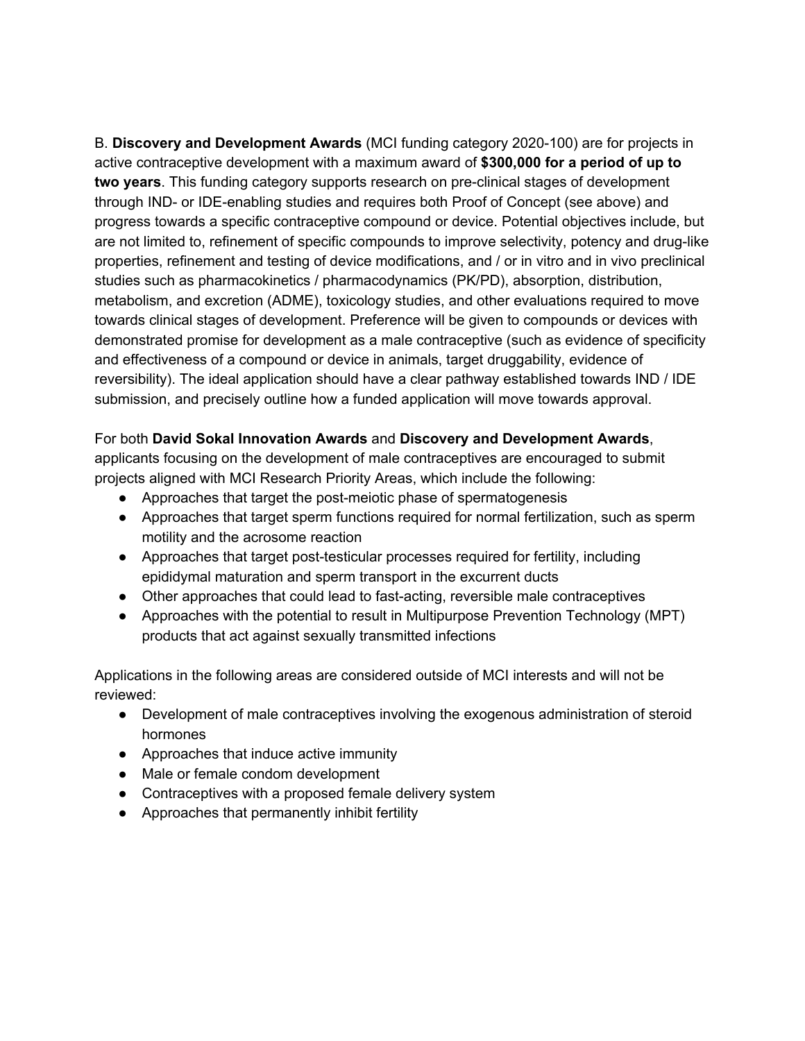B. **Discovery and Development Awards** (MCI funding category 2020-100) are for projects in active contraceptive development with a maximum award of **$300,000 for a period of up to two years**. This funding category supports research on pre-clinical stages of development through IND- or IDE-enabling studies and requires both Proof of Concept (see above) and progress towards a specific contraceptive compound or device. Potential objectives include, but are not limited to, refinement of specific compounds to improve selectivity, potency and drug-like properties, refinement and testing of device modifications, and / or in vitro and in vivo preclinical studies such as pharmacokinetics / pharmacodynamics (PK/PD), absorption, distribution, metabolism, and excretion (ADME), toxicology studies, and other evaluations required to move towards clinical stages of development. Preference will be given to compounds or devices with demonstrated promise for development as a male contraceptive (such as evidence of specificity and effectiveness of a compound or device in animals, target druggability, evidence of reversibility). The ideal application should have a clear pathway established towards IND / IDE submission, and precisely outline how a funded application will move towards approval.

For both **David Sokal Innovation Awards** and **Discovery and Development Awards**, applicants focusing on the development of male contraceptives are encouraged to submit projects aligned with MCI Research Priority Areas, which include the following:

- Approaches that target the post-meiotic phase of spermatogenesis
- Approaches that target sperm functions required for normal fertilization, such as sperm motility and the acrosome reaction
- Approaches that target post-testicular processes required for fertility, including epididymal maturation and sperm transport in the excurrent ducts
- Other approaches that could lead to fast-acting, reversible male contraceptives
- Approaches with the potential to result in Multipurpose Prevention Technology (MPT) products that act against sexually transmitted infections

Applications in the following areas are considered outside of MCI interests and will not be reviewed:

- Development of male contraceptives involving the exogenous administration of steroid hormones
- Approaches that induce active immunity
- Male or female condom development
- Contraceptives with a proposed female delivery system
- Approaches that permanently inhibit fertility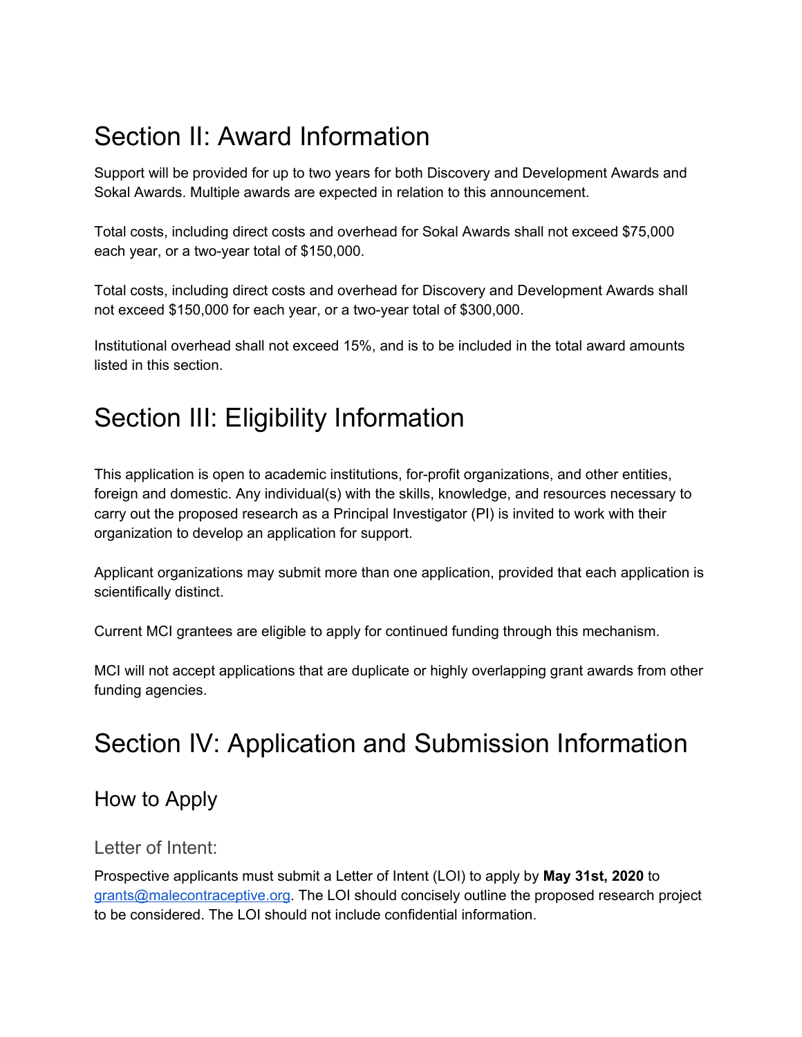# Section II: Award Information

Support will be provided for up to two years for both Discovery and Development Awards and Sokal Awards. Multiple awards are expected in relation to this announcement.

Total costs, including direct costs and overhead for Sokal Awards shall not exceed $75,000 each year, or a two-year total of $150,000.

Total costs, including direct costs and overhead for Discovery and Development Awards shall not exceed $150,000 for each year, or a two-year total of $300,000.

Institutional overhead shall not exceed 15%, and is to be included in the total award amounts listed in this section.

# Section III: Eligibility Information

This application is open to academic institutions, for-profit organizations, and other entities, foreign and domestic. Any individual(s) with the skills, knowledge, and resources necessary to carry out the proposed research as a Principal Investigator (PI) is invited to work with their organization to develop an application for support.

Applicant organizations may submit more than one application, provided that each application is scientifically distinct.

Current MCI grantees are eligible to apply for continued funding through this mechanism.

MCI will not accept applications that are duplicate or highly overlapping grant awards from other funding agencies.

# Section IV: Application and Submission Information

## How to Apply

### Letter of Intent:

Prospective applicants must submit a Letter of Intent (LOI) to apply by **May 31st, 2020** to grants@malecontraceptive.org. The LOI should concisely outline the proposed research project to be considered. The LOI should not include confidential information.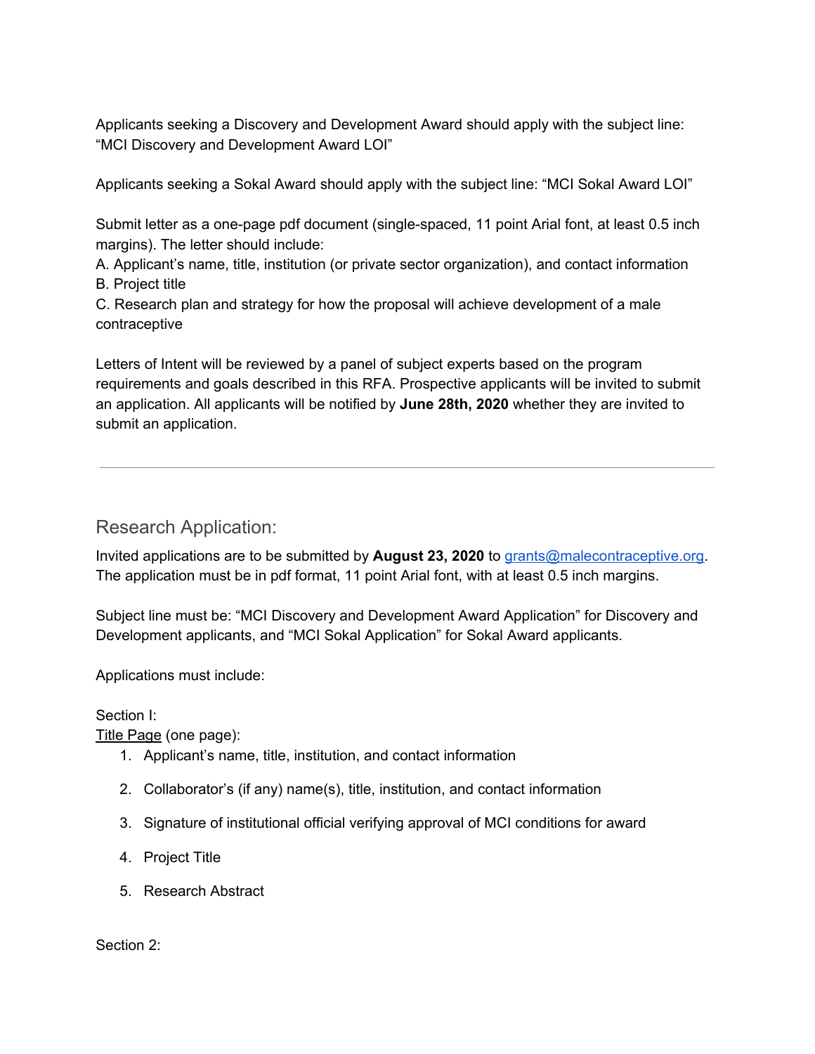Applicants seeking a Discovery and Development Award should apply with the subject line: "MCI Discovery and Development Award LOI"

Applicants seeking a Sokal Award should apply with the subject line: "MCI Sokal Award LOI"

Submit letter as a one-page pdf document (single-spaced, 11 point Arial font, at least 0.5 inch margins). The letter should include:
A. Applicant's name, title, institution (or private sector organization), and contact information
B. Project title
C. Research plan and strategy for how the proposal will achieve development of a male contraceptive

Letters of Intent will be reviewed by a panel of subject experts based on the program requirements and goals described in this RFA. Prospective applicants will be invited to submit an application. All applicants will be notified by **June 28th, 2020** whether they are invited to submit an application.

---

## Research Application:

Invited applications are to be submitted by **August 23, 2020** to grants@malecontraceptive.org. The application must be in pdf format, 11 point Arial font, with at least 0.5 inch margins.

Subject line must be: "MCI Discovery and Development Award Application" for Discovery and Development applicants, and "MCI Sokal Application" for Sokal Award applicants.

Applications must include:

Section I:
Title Page (one page):

1. Applicant's name, title, institution, and contact information
2. Collaborator's (if any) name(s), title, institution, and contact information
3. Signature of institutional official verifying approval of MCI conditions for award
4. Project Title
5. Research Abstract

Section 2: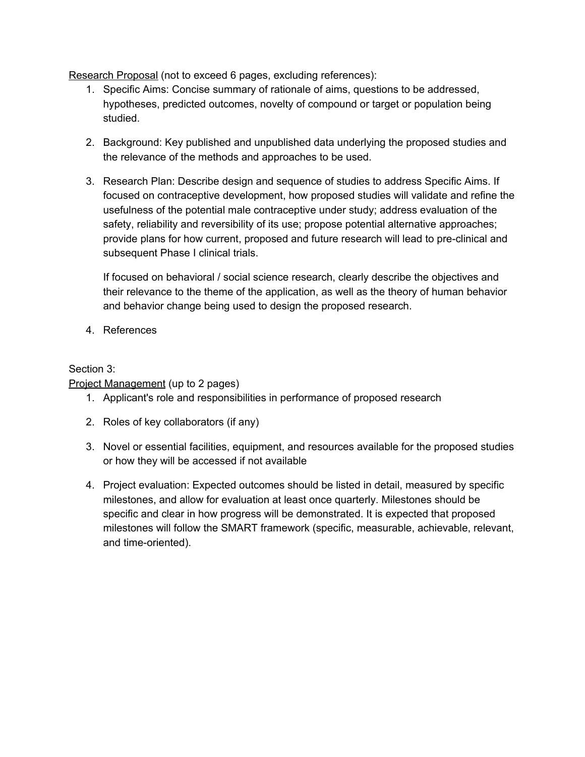<u>Research Proposal</u> (not to exceed 6 pages, excluding references):

1. Specific Aims: Concise summary of rationale of aims, questions to be addressed, hypotheses, predicted outcomes, novelty of compound or target or population being studied.

2. Background: Key published and unpublished data underlying the proposed studies and the relevance of the methods and approaches to be used.

3. Research Plan: Describe design and sequence of studies to address Specific Aims. If focused on contraceptive development, how proposed studies will validate and refine the usefulness of the potential male contraceptive under study; address evaluation of the safety, reliability and reversibility of its use; propose potential alternative approaches; provide plans for how current, proposed and future research will lead to pre-clinical and subsequent Phase I clinical trials.

   If focused on behavioral / social science research, clearly describe the objectives and their relevance to the theme of the application, as well as the theory of human behavior and behavior change being used to design the proposed research.

4. References

Section 3:

<u>Project Management</u> (up to 2 pages)

1. Applicant's role and responsibilities in performance of proposed research

2. Roles of key collaborators (if any)

3. Novel or essential facilities, equipment, and resources available for the proposed studies or how they will be accessed if not available

4. Project evaluation: Expected outcomes should be listed in detail, measured by specific milestones, and allow for evaluation at least once quarterly. Milestones should be specific and clear in how progress will be demonstrated. It is expected that proposed milestones will follow the SMART framework (specific, measurable, achievable, relevant, and time-oriented).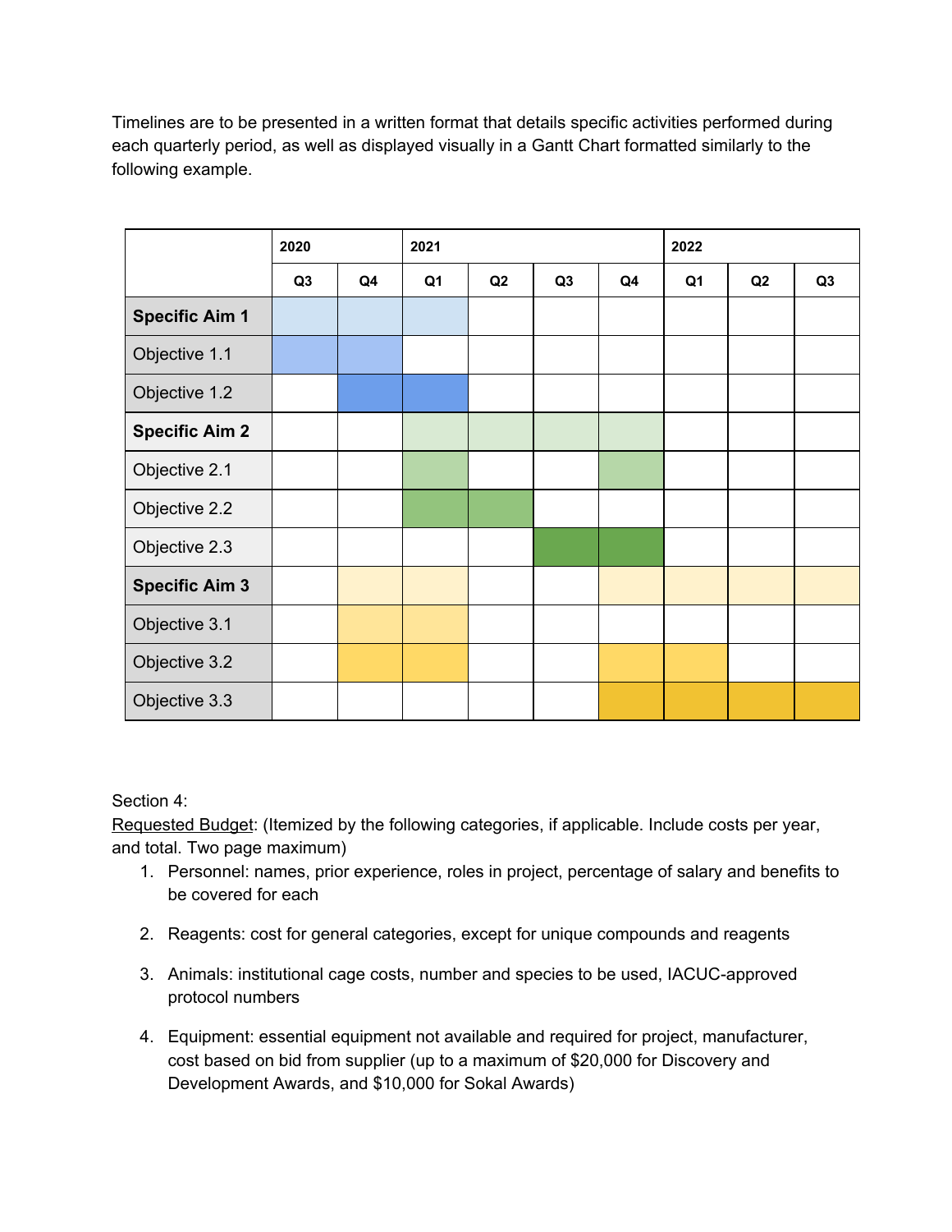Timelines are to be presented in a written format that details specific activities performed during each quarterly period, as well as displayed visually in a Gantt Chart formatted similarly to the following example.

| | 2020 | | 2021 | | | | 2022 | | |
|---|---|---|---|---|---|---|---|---|---|
| | Q3 | Q4 | Q1 | Q2 | Q3 | Q4 | Q1 | Q2 | Q3 |
| **Specific Aim 1** | | | | | | | | | |
| Objective 1.1 | | | | | | | | | |
| Objective 1.2 | | | | | | | | | |
| **Specific Aim 2** | | | | | | | | | |
| Objective 2.1 | | | | | | | | | |
| Objective 2.2 | | | | | | | | | |
| Objective 2.3 | | | | | | | | | |
| **Specific Aim 3** | | | | | | | | | |
| Objective 3.1 | | | | | | | | | |
| Objective 3.2 | | | | | | | | | |
| Objective 3.3 | | | | | | | | | |

Section 4:

Requested Budget: (Itemized by the following categories, if applicable. Include costs per year, and total. Two page maximum)

1. Personnel: names, prior experience, roles in project, percentage of salary and benefits to be covered for each
2. Reagents: cost for general categories, except for unique compounds and reagents
3. Animals: institutional cage costs, number and species to be used, IACUC-approved protocol numbers
4. Equipment: essential equipment not available and required for project, manufacturer, cost based on bid from supplier (up to a maximum of $20,000 for Discovery and Development Awards, and $10,000 for Sokal Awards)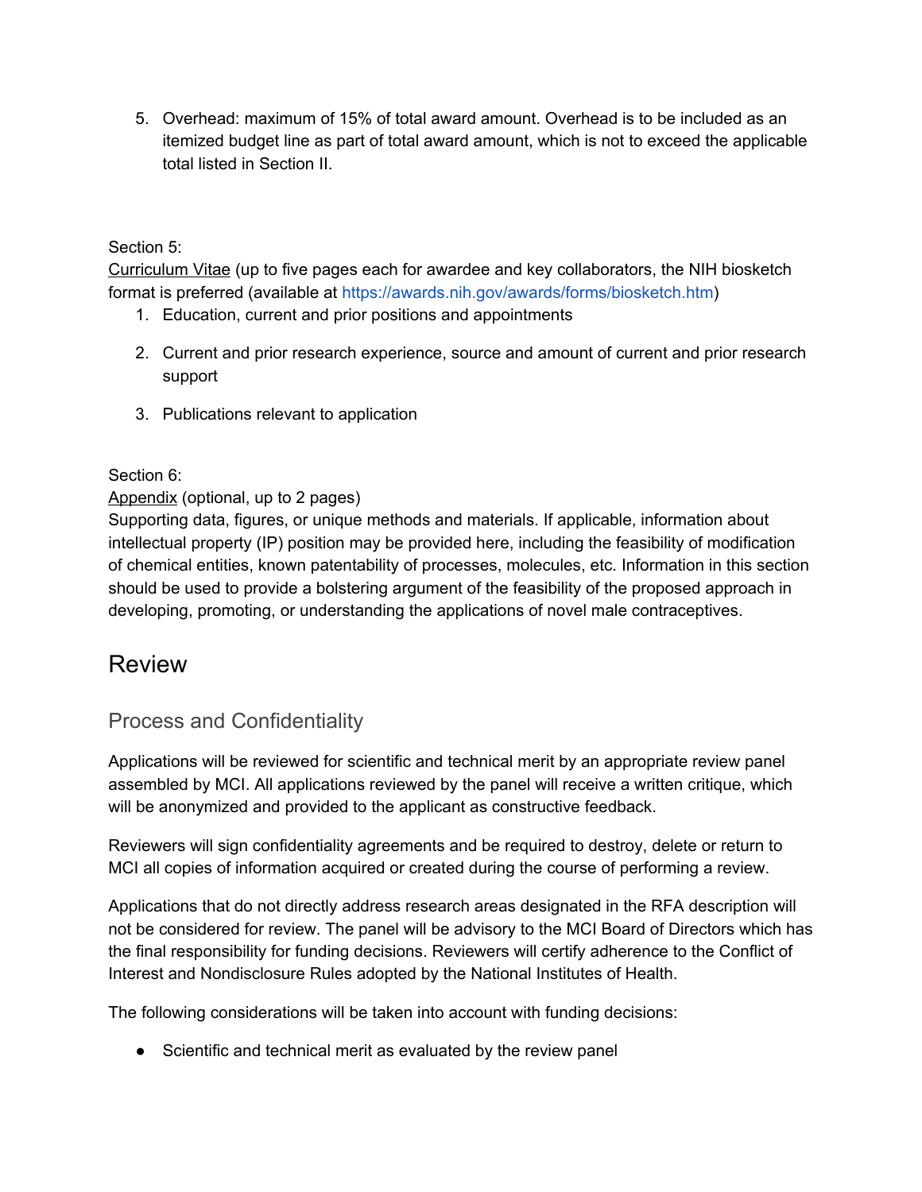5. Overhead: maximum of 15% of total award amount. Overhead is to be included as an itemized budget line as part of total award amount, which is not to exceed the applicable total listed in Section II.

Section 5:
Curriculum Vitae (up to five pages each for awardee and key collaborators, the NIH biosketch format is preferred (available at https://awards.nih.gov/awards/forms/biosketch.htm)

1. Education, current and prior positions and appointments
2. Current and prior research experience, source and amount of current and prior research support
3. Publications relevant to application

Section 6:
Appendix (optional, up to 2 pages)
Supporting data, figures, or unique methods and materials. If applicable, information about intellectual property (IP) position may be provided here, including the feasibility of modification of chemical entities, known patentability of processes, molecules, etc. Information in this section should be used to provide a bolstering argument of the feasibility of the proposed approach in developing, promoting, or understanding the applications of novel male contraceptives.

# Review

## Process and Confidentiality

Applications will be reviewed for scientific and technical merit by an appropriate review panel assembled by MCI. All applications reviewed by the panel will receive a written critique, which will be anonymized and provided to the applicant as constructive feedback.

Reviewers will sign confidentiality agreements and be required to destroy, delete or return to MCI all copies of information acquired or created during the course of performing a review.

Applications that do not directly address research areas designated in the RFA description will not be considered for review. The panel will be advisory to the MCI Board of Directors which has the final responsibility for funding decisions. Reviewers will certify adherence to the Conflict of Interest and Nondisclosure Rules adopted by the National Institutes of Health.

The following considerations will be taken into account with funding decisions:

- Scientific and technical merit as evaluated by the review panel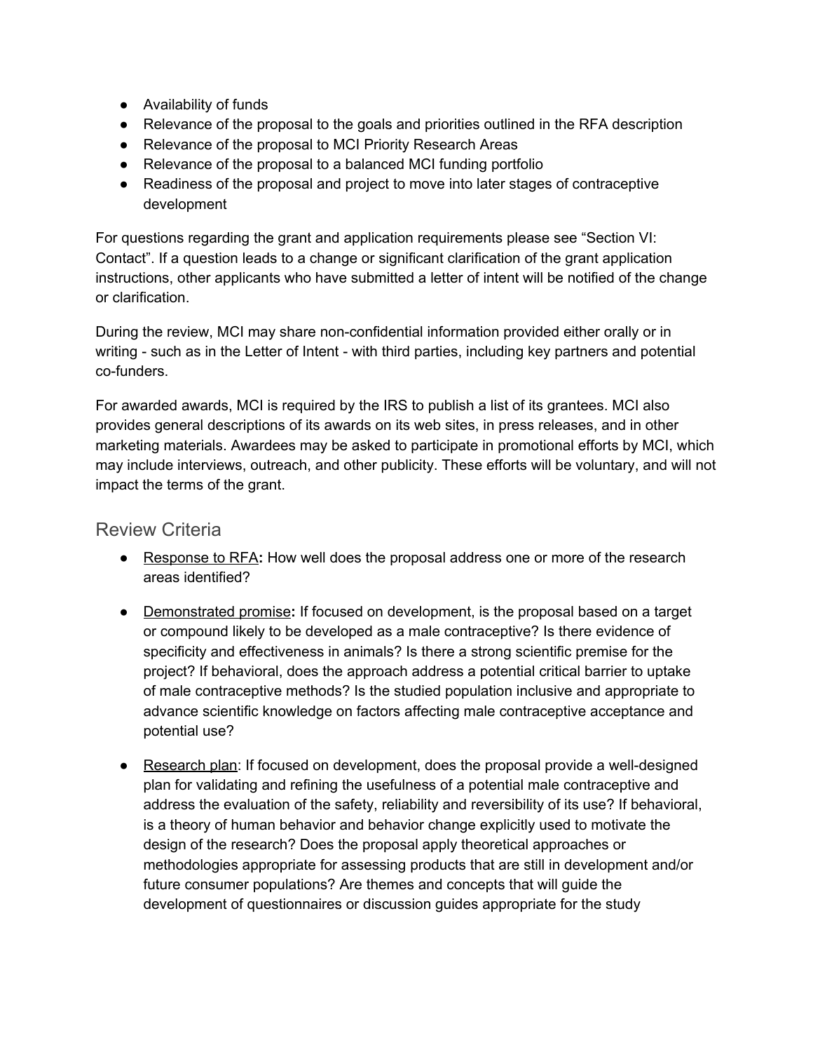- Availability of funds
- Relevance of the proposal to the goals and priorities outlined in the RFA description
- Relevance of the proposal to MCI Priority Research Areas
- Relevance of the proposal to a balanced MCI funding portfolio
- Readiness of the proposal and project to move into later stages of contraceptive development

For questions regarding the grant and application requirements please see "Section VI: Contact". If a question leads to a change or significant clarification of the grant application instructions, other applicants who have submitted a letter of intent will be notified of the change or clarification.

During the review, MCI may share non-confidential information provided either orally or in writing - such as in the Letter of Intent - with third parties, including key partners and potential co-funders.

For awarded awards, MCI is required by the IRS to publish a list of its grantees. MCI also provides general descriptions of its awards on its web sites, in press releases, and in other marketing materials. Awardees may be asked to participate in promotional efforts by MCI, which may include interviews, outreach, and other publicity. These efforts will be voluntary, and will not impact the terms of the grant.

## Review Criteria

- Response to RFA**:** How well does the proposal address one or more of the research areas identified?
- Demonstrated promise**:** If focused on development, is the proposal based on a target or compound likely to be developed as a male contraceptive? Is there evidence of specificity and effectiveness in animals? Is there a strong scientific premise for the project? If behavioral, does the approach address a potential critical barrier to uptake of male contraceptive methods? Is the studied population inclusive and appropriate to advance scientific knowledge on factors affecting male contraceptive acceptance and potential use?
- Research plan: If focused on development, does the proposal provide a well-designed plan for validating and refining the usefulness of a potential male contraceptive and address the evaluation of the safety, reliability and reversibility of its use? If behavioral, is a theory of human behavior and behavior change explicitly used to motivate the design of the research? Does the proposal apply theoretical approaches or methodologies appropriate for assessing products that are still in development and/or future consumer populations? Are themes and concepts that will guide the development of questionnaires or discussion guides appropriate for the study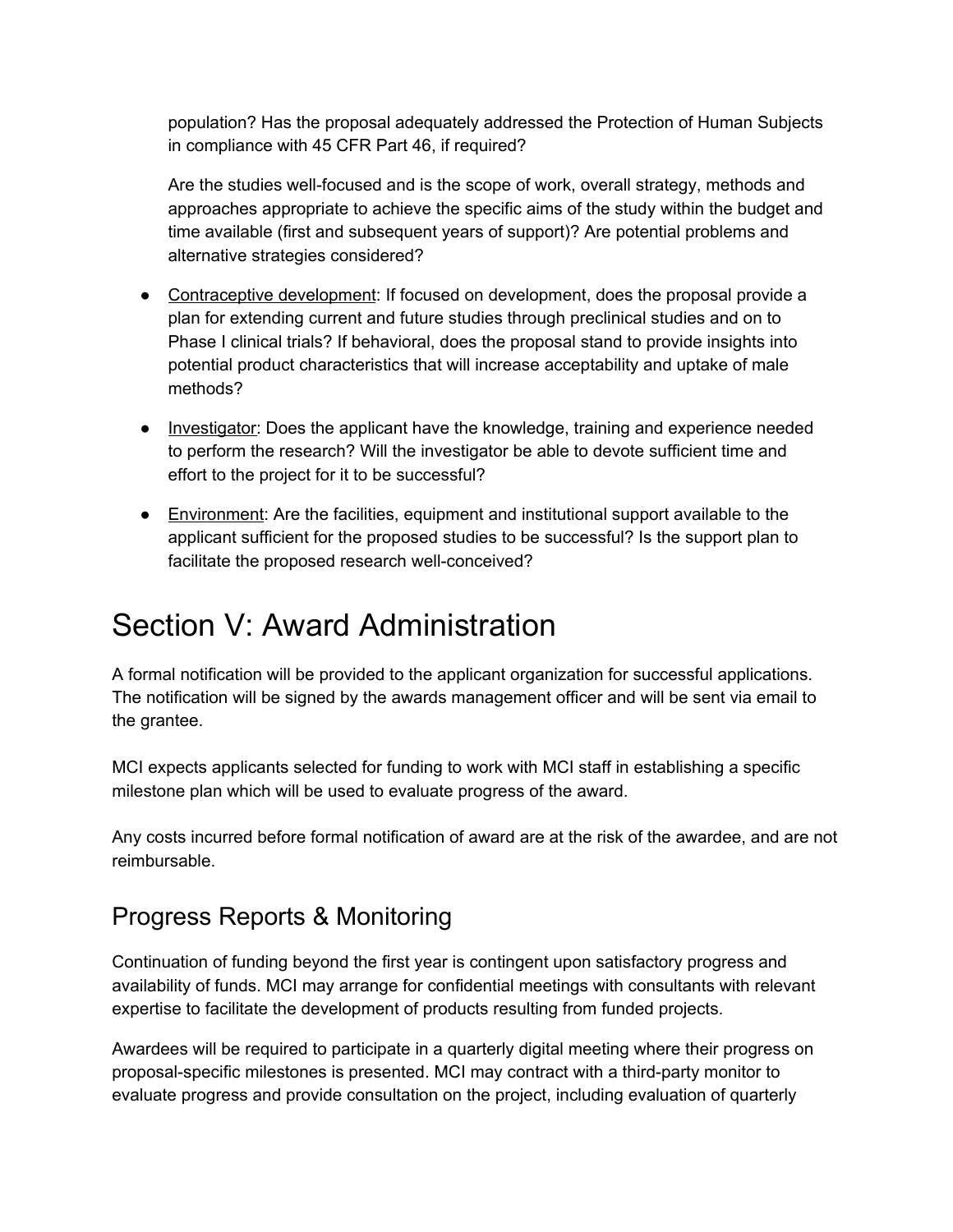population? Has the proposal adequately addressed the Protection of Human Subjects in compliance with 45 CFR Part 46, if required?

Are the studies well-focused and is the scope of work, overall strategy, methods and approaches appropriate to achieve the specific aims of the study within the budget and time available (first and subsequent years of support)? Are potential problems and alternative strategies considered?

- Contraceptive development: If focused on development, does the proposal provide a plan for extending current and future studies through preclinical studies and on to Phase I clinical trials? If behavioral, does the proposal stand to provide insights into potential product characteristics that will increase acceptability and uptake of male methods?
- Investigator: Does the applicant have the knowledge, training and experience needed to perform the research? Will the investigator be able to devote sufficient time and effort to the project for it to be successful?
- Environment: Are the facilities, equipment and institutional support available to the applicant sufficient for the proposed studies to be successful? Is the support plan to facilitate the proposed research well-conceived?

# Section V: Award Administration

A formal notification will be provided to the applicant organization for successful applications. The notification will be signed by the awards management officer and will be sent via email to the grantee.

MCI expects applicants selected for funding to work with MCI staff in establishing a specific milestone plan which will be used to evaluate progress of the award.

Any costs incurred before formal notification of award are at the risk of the awardee, and are not reimbursable.

## Progress Reports & Monitoring

Continuation of funding beyond the first year is contingent upon satisfactory progress and availability of funds. MCI may arrange for confidential meetings with consultants with relevant expertise to facilitate the development of products resulting from funded projects.

Awardees will be required to participate in a quarterly digital meeting where their progress on proposal-specific milestones is presented. MCI may contract with a third-party monitor to evaluate progress and provide consultation on the project, including evaluation of quarterly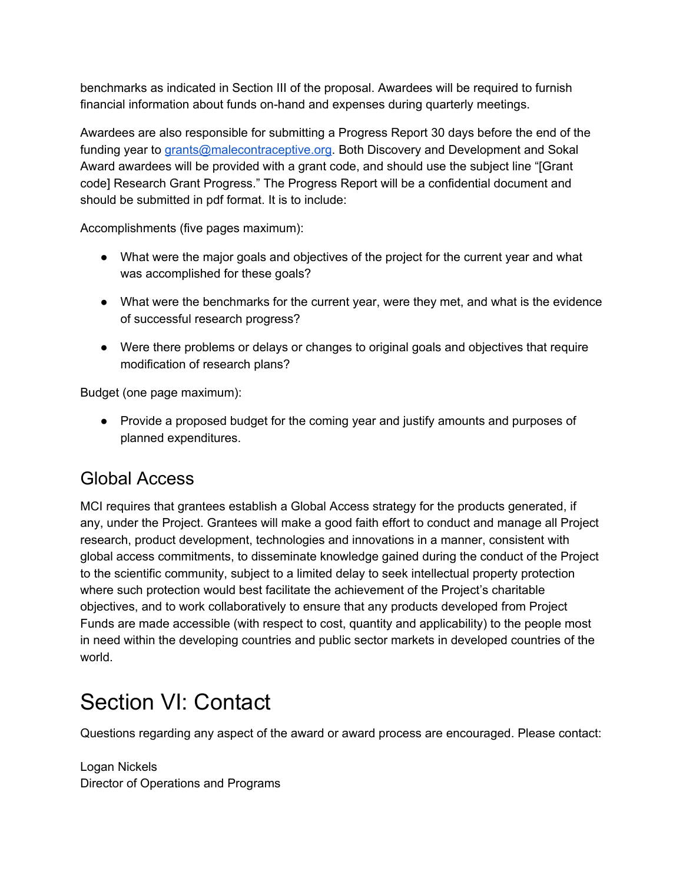benchmarks as indicated in Section III of the proposal. Awardees will be required to furnish financial information about funds on-hand and expenses during quarterly meetings.

Awardees are also responsible for submitting a Progress Report 30 days before the end of the funding year to grants@malecontraceptive.org. Both Discovery and Development and Sokal Award awardees will be provided with a grant code, and should use the subject line "[Grant code] Research Grant Progress." The Progress Report will be a confidential document and should be submitted in pdf format. It is to include:

Accomplishments (five pages maximum):

- What were the major goals and objectives of the project for the current year and what was accomplished for these goals?
- What were the benchmarks for the current year, were they met, and what is the evidence of successful research progress?
- Were there problems or delays or changes to original goals and objectives that require modification of research plans?

Budget (one page maximum):

- Provide a proposed budget for the coming year and justify amounts and purposes of planned expenditures.

## Global Access

MCI requires that grantees establish a Global Access strategy for the products generated, if any, under the Project. Grantees will make a good faith effort to conduct and manage all Project research, product development, technologies and innovations in a manner, consistent with global access commitments, to disseminate knowledge gained during the conduct of the Project to the scientific community, subject to a limited delay to seek intellectual property protection where such protection would best facilitate the achievement of the Project's charitable objectives, and to work collaboratively to ensure that any products developed from Project Funds are made accessible (with respect to cost, quantity and applicability) to the people most in need within the developing countries and public sector markets in developed countries of the world.

# Section VI: Contact

Questions regarding any aspect of the award or award process are encouraged. Please contact:

Logan Nickels
Director of Operations and Programs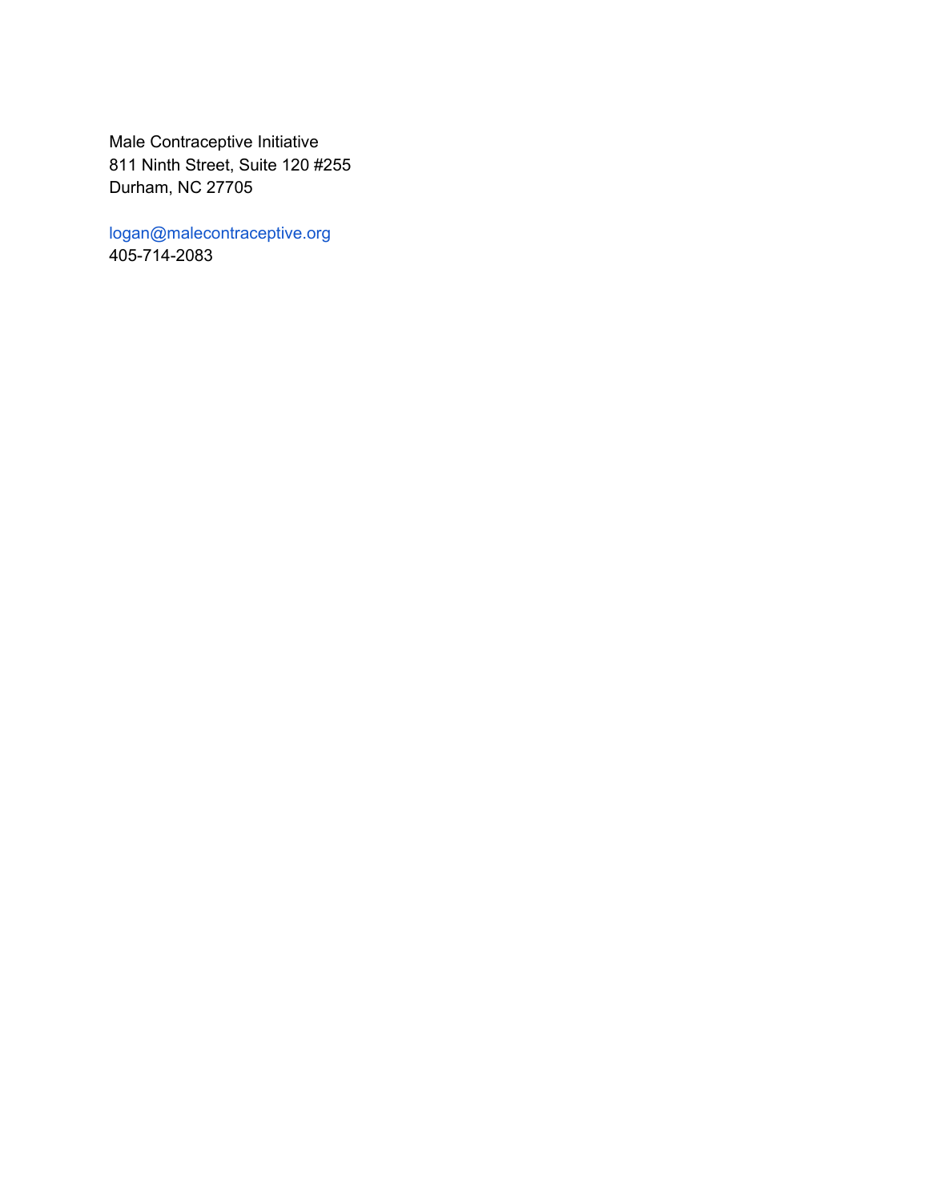Male Contraceptive Initiative
811 Ninth Street, Suite 120 #255
Durham, NC 27705

logan@malecontraceptive.org
405-714-2083